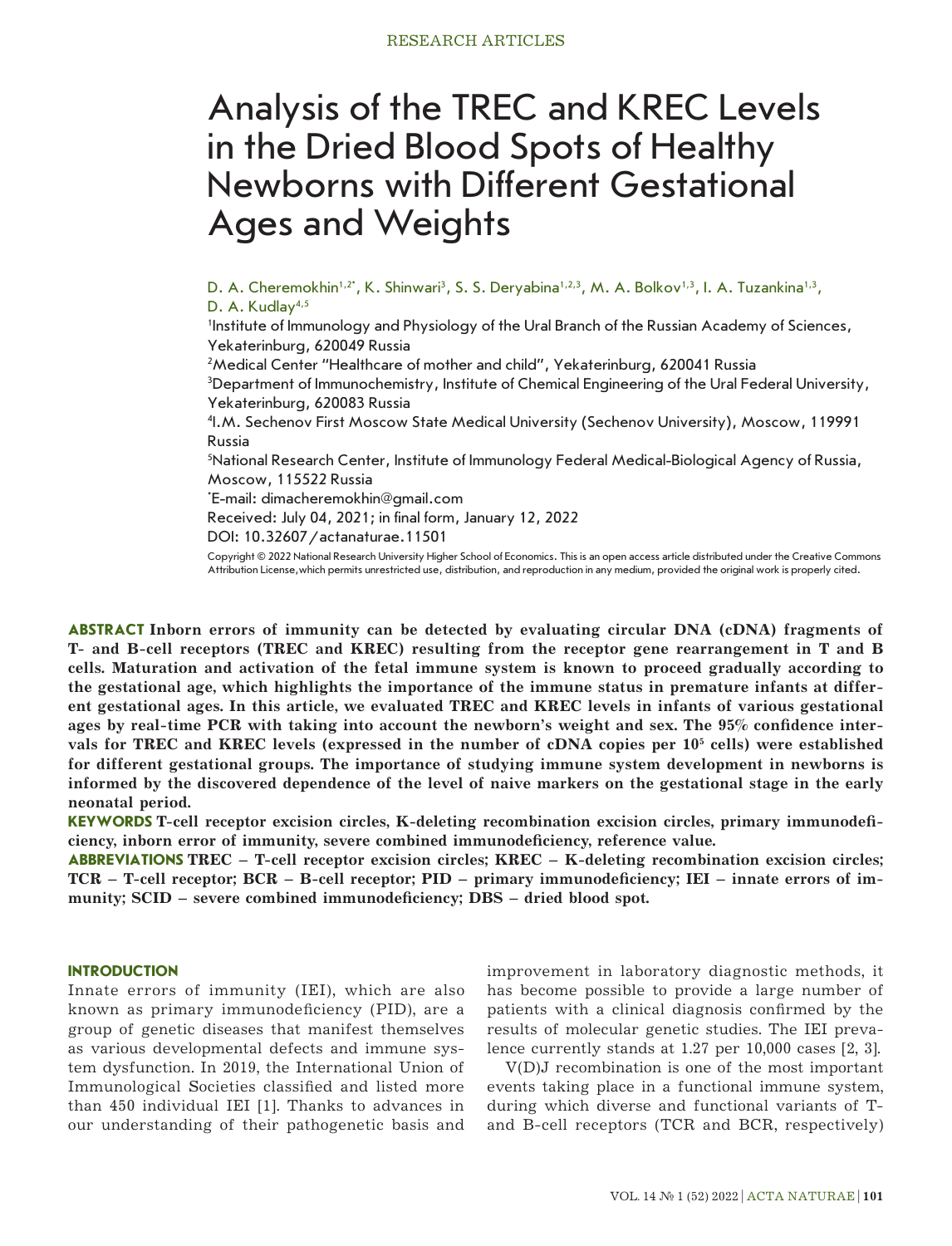# Analysis of the TREC and KREC Levels in the Dried Blood Spots of Healthy Newborns with Different Gestational Ages and Weights

D. A. Cheremokhin[1,2*], K. Shinwari[3], S. S. Deryabina[1,2,3], M. A. Bolkov[1,3], I. A. Tuzankina[1,3], D. A. Kudlay[4,5]

[1]Institute of Immunology and Physiology of the Ural Branch of the Russian Academy of Sciences, Yekaterinburg, 620049 Russia

[2]Medical Center "Healthcare of mother and child", Yekaterinburg, 620041 Russia

[3]Department of Immunochemistry, Institute of Chemical Engineering of the Ural Federal University, Yekaterinburg, 620083 Russia

[4]I.M. Sechenov First Moscow State Medical University (Sechenov University), Moscow, 119991 Russia

[5]National Research Center, Institute of Immunology Federal Medical-Biological Agency of Russia, Moscow, 115522 Russia

[*]E-mail: dimacheremokhin@gmail.com

Received: July 04, 2021; in final form, January 12, 2022

DOI: 10.32607/actanaturae.11501

Copyright © 2022 National Research University Higher School of Economics. This is an open access article distributed under the Creative Commons Attribution License,which permits unrestricted use, distribution, and reproduction in any medium, provided the original work is properly cited.

**ABSTRACT Inborn errors of immunity can be detected by evaluating circular DNA (cDNA) fragments of T- and B-cell receptors (TREC and KREC) resulting from the receptor gene rearrangement in T and B cells. Maturation and activation of the fetal immune system is known to proceed gradually according to the gestational age, which highlights the importance of the immune status in premature infants at different gestational ages. In this article, we evaluated TREC and KREC levels in infants of various gestational ages by real-time PCR with taking into account the newborn's weight and sex. The 95% confidence intervals for TREC and KREC levels (expressed in the number of cDNA copies per $10^5$ cells) were established for different gestational groups. The importance of studying immune system development in newborns is informed by the discovered dependence of the level of naive markers on the gestational stage in the early neonatal period.**

**KEYWORDS T-cell receptor excision circles, K-deleting recombination excision circles, primary immunodeficiency, inborn error of immunity, severe combined immunodeficiency, reference value.**

**ABBREVIATIONS TREC – T-cell receptor excision circles; KREC – K-deleting recombination excision circles; TCR – T-cell receptor; BCR – B-cell receptor; PID – primary immunodeficiency; IEI – innate errors of immunity; SCID – severe combined immunodeficiency; DBS – dried blood spot.**

## INTRODUCTION

Innate errors of immunity (IEI), which are also known as primary immunodeficiency (PID), are a group of genetic diseases that manifest themselves as various developmental defects and immune system dysfunction. In 2019, the International Union of Immunological Societies classified and listed more than 450 individual IEI [1]. Thanks to advances in our understanding of their pathogenetic basis and improvement in laboratory diagnostic methods, it has become possible to provide a large number of patients with a clinical diagnosis confirmed by the results of molecular genetic studies. The IEI prevalence currently stands at 1.27 per 10,000 cases [2, 3].

V(D)J recombination is one of the most important events taking place in a functional immune system, during which diverse and functional variants of T- and B-cell receptors (TCR and BCR, respectively)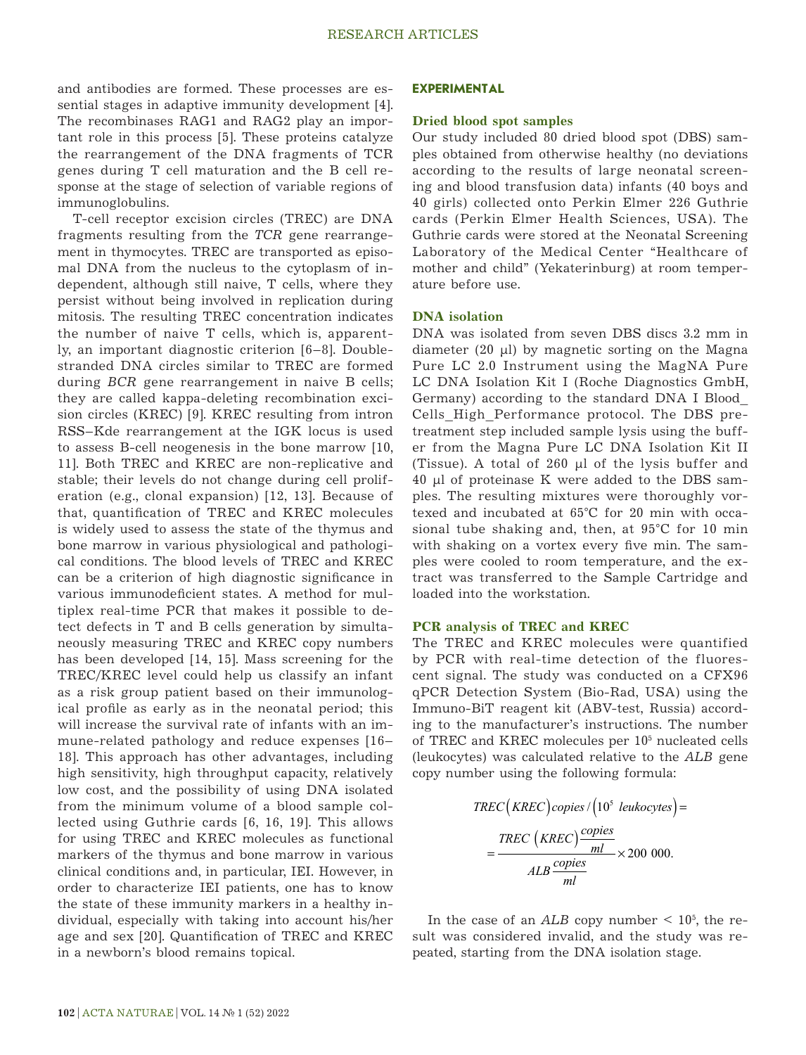and antibodies are formed. These processes are essential stages in adaptive immunity development [4]. The recombinases RAG1 and RAG2 play an important role in this process [5]. These proteins catalyze the rearrangement of the DNA fragments of TCR genes during T cell maturation and the B cell response at the stage of selection of variable regions of immunoglobulins.

T-cell receptor excision circles (TREC) are DNA fragments resulting from the *TCR* gene rearrangement in thymocytes. TREC are transported as episomal DNA from the nucleus to the cytoplasm of independent, although still naive, T cells, where they persist without being involved in replication during mitosis. The resulting TREC concentration indicates the number of naive T cells, which is, apparently, an important diagnostic criterion [6–8]. Double-stranded DNA circles similar to TREC are formed during *BCR* gene rearrangement in naive B cells; they are called kappa-deleting recombination excision circles (KREC) [9]. KREC resulting from intron RSS–Kde rearrangement at the IGK locus is used to assess B-cell neogenesis in the bone marrow [10, 11]. Both TREC and KREC are non-replicative and stable; their levels do not change during cell proliferation (e.g., clonal expansion) [12, 13]. Because of that, quantification of TREC and KREC molecules is widely used to assess the state of the thymus and bone marrow in various physiological and pathological conditions. The blood levels of TREC and KREC can be a criterion of high diagnostic significance in various immunodeficient states. A method for multiplex real-time PCR that makes it possible to detect defects in T and B cells generation by simultaneously measuring TREC and KREC copy numbers has been developed [14, 15]. Mass screening for the TREC/KREC level could help us classify an infant as a risk group patient based on their immunological profile as early as in the neonatal period; this will increase the survival rate of infants with an immune-related pathology and reduce expenses [16–18]. This approach has other advantages, including high sensitivity, high throughput capacity, relatively low cost, and the possibility of using DNA isolated from the minimum volume of a blood sample collected using Guthrie cards [6, 16, 19]. This allows for using TREC and KREC molecules as functional markers of the thymus and bone marrow in various clinical conditions and, in particular, IEI. However, in order to characterize IEI patients, one has to know the state of these immunity markers in a healthy individual, especially with taking into account his/her age and sex [20]. Quantification of TREC and KREC in a newborn's blood remains topical.

## EXPERIMENTAL

### Dried blood spot samples

Our study included 80 dried blood spot (DBS) samples obtained from otherwise healthy (no deviations according to the results of large neonatal screening and blood transfusion data) infants (40 boys and 40 girls) collected onto Perkin Elmer 226 Guthrie cards (Perkin Elmer Health Sciences, USA). The Guthrie cards were stored at the Neonatal Screening Laboratory of the Medical Center "Healthcare of mother and child" (Yekaterinburg) at room temperature before use.

### DNA isolation

DNA was isolated from seven DBS discs 3.2 mm in diameter (20 μl) by magnetic sorting on the Magna Pure LC 2.0 Instrument using the MagNA Pure LC DNA Isolation Kit I (Roche Diagnostics GmbH, Germany) according to the standard DNA I Blood_Cells_High_Performance protocol. The DBS pretreatment step included sample lysis using the buffer from the Magna Pure LC DNA Isolation Kit II (Tissue). A total of 260 μl of the lysis buffer and 40 μl of proteinase K were added to the DBS samples. The resulting mixtures were thoroughly vortexed and incubated at 65°C for 20 min with occasional tube shaking and, then, at 95°C for 10 min with shaking on a vortex every five min. The samples were cooled to room temperature, and the extract was transferred to the Sample Cartridge and loaded into the workstation.

### PCR analysis of TREC and KREC

The TREC and KREC molecules were quantified by PCR with real-time detection of the fluorescent signal. The study was conducted on a CFX96 qPCR Detection System (Bio-Rad, USA) using the Immuno-BiT reagent kit (ABV-test, Russia) according to the manufacturer's instructions. The number of TREC and KREC molecules per $10^5$ nucleated cells (leukocytes) was calculated relative to the *ALB* gene copy number using the following formula:

$$TREC\left(KREC\right)copies/\left(10^5\ leukocytes\right)= \frac{TREC\ \left(KREC\right)\frac{copies}{ml}}{ALB\,\frac{copies}{ml}}\times 200\ 000.$$

In the case of an *ALB* copy number < $10^5$, the result was considered invalid, and the study was repeated, starting from the DNA isolation stage.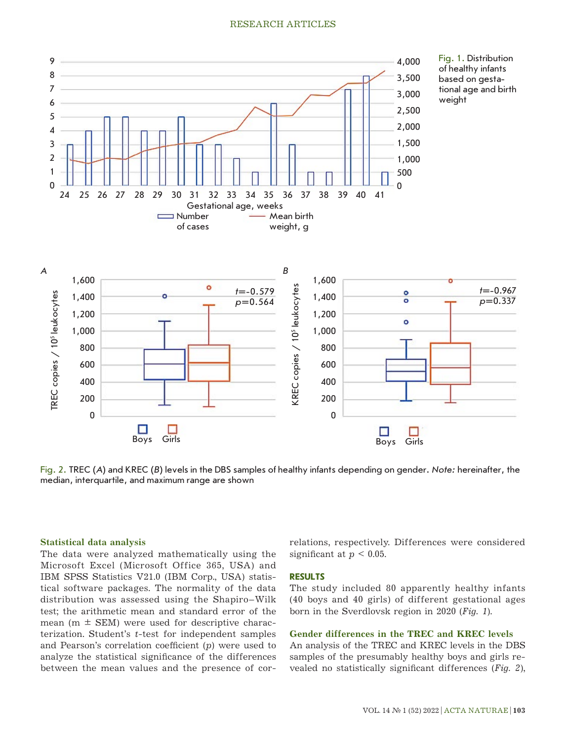Fig. 1. Distribution of healthy infants based on gestational age and birth weight

Fig. 2. TREC (*A*) and KREC (*B*) levels in the DBS samples of healthy infants depending on gender. *Note:* hereinafter, the median, interquartile, and maximum range are shown

### Statistical data analysis

The data were analyzed mathematically using the Microsoft Excel (Microsoft Office 365, USA) and IBM SPSS Statistics V21.0 (IBM Corp., USA) statistical software packages. The normality of the data distribution was assessed using the Shapiro–Wilk test; the arithmetic mean and standard error of the mean (m ± SEM) were used for descriptive characterization. Student's *t*-test for independent samples and Pearson's correlation coefficient (*p*) were used to analyze the statistical significance of the differences between the mean values and the presence of correlations, respectively. Differences were considered significant at $p < 0.05$.

## RESULTS

The study included 80 apparently healthy infants (40 boys and 40 girls) of different gestational ages born in the Sverdlovsk region in 2020 (*Fig. 1*).

### Gender differences in the TREC and KREC levels

An analysis of the TREC and KREC levels in the DBS samples of the presumably healthy boys and girls revealed no statistically significant differences (*Fig. 2*),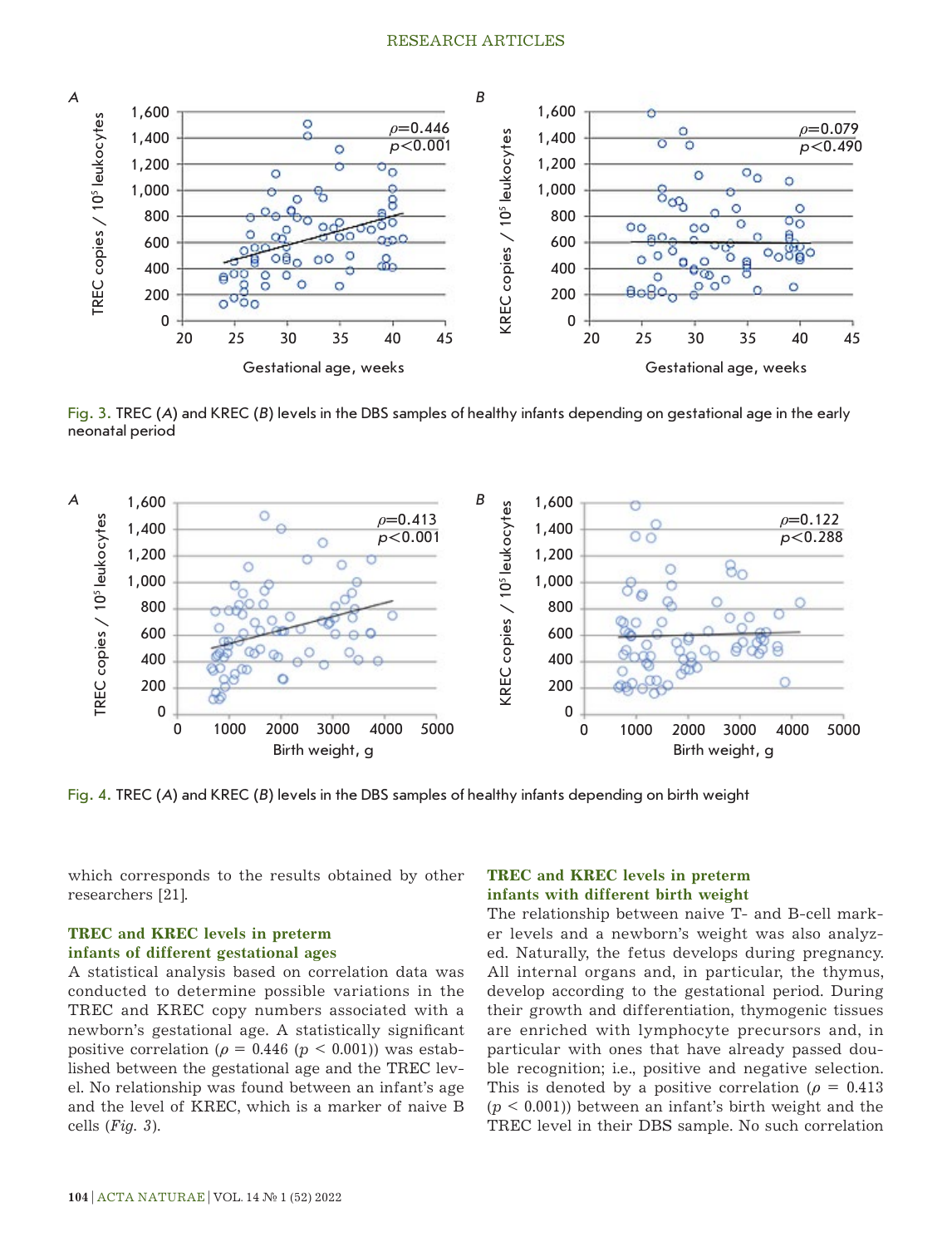Fig. 3. TREC (*A*) and KREC (*B*) levels in the DBS samples of healthy infants depending on gestational age in the early neonatal period

Fig. 4. TREC (*A*) and KREC (*B*) levels in the DBS samples of healthy infants depending on birth weight

which corresponds to the results obtained by other researchers [21].

### TREC and KREC levels in preterm infants of different gestational ages

A statistical analysis based on correlation data was conducted to determine possible variations in the TREC and KREC copy numbers associated with a newborn's gestational age. A statistically significant positive correlation ($\rho = 0.446$ ($p < 0.001$)) was established between the gestational age and the TREC level. No relationship was found between an infant's age and the level of KREC, which is a marker of naive B cells (*Fig. 3*).

### TREC and KREC levels in preterm infants with different birth weight

The relationship between naive T- and B-cell marker levels and a newborn's weight was also analyzed. Naturally, the fetus develops during pregnancy. All internal organs and, in particular, the thymus, develop according to the gestational period. During their growth and differentiation, thymogenic tissues are enriched with lymphocyte precursors and, in particular with ones that have already passed double recognition; i.e., positive and negative selection. This is denoted by a positive correlation ($\rho = 0.413$ ($p < 0.001$)) between an infant's birth weight and the TREC level in their DBS sample. No such correlation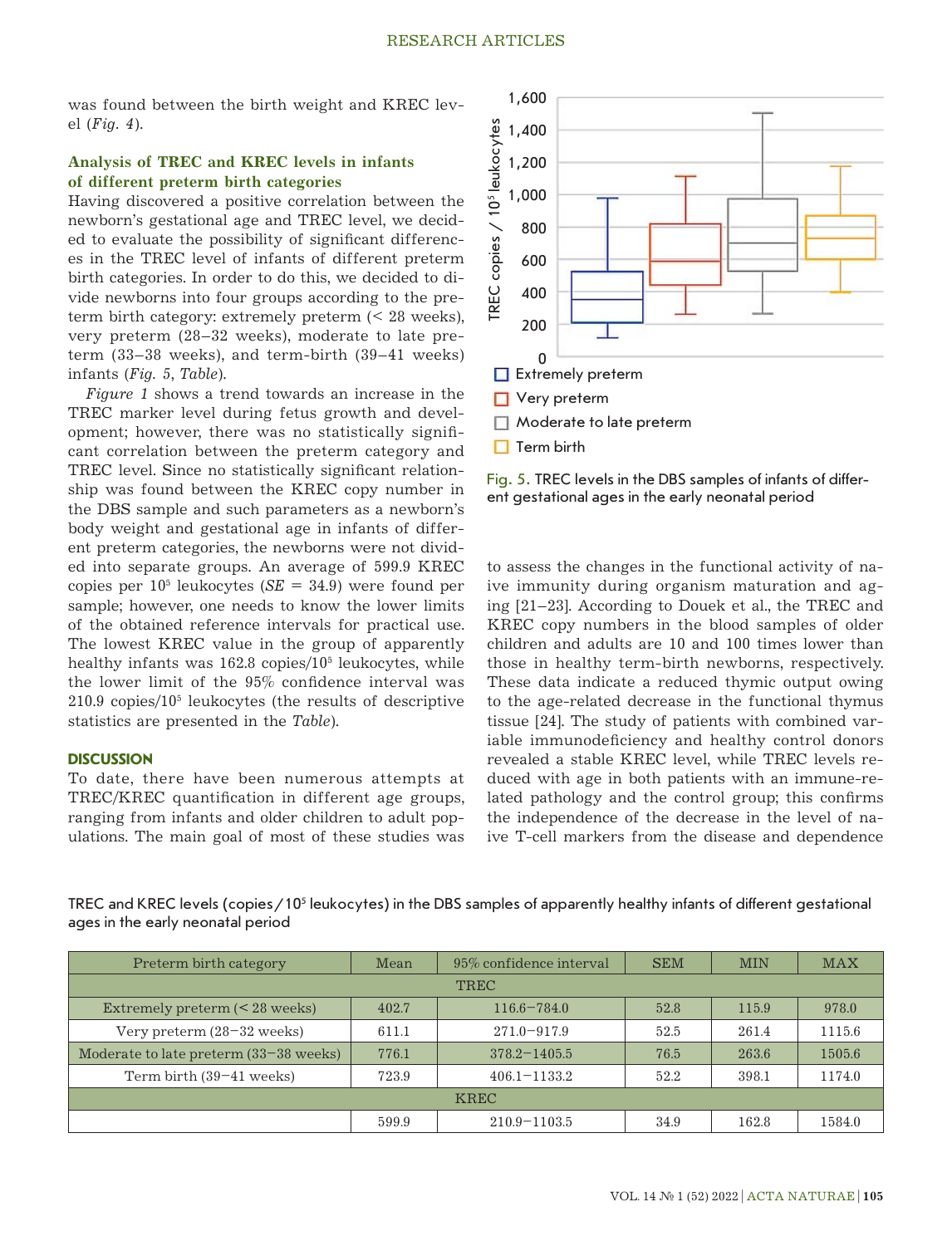was found between the birth weight and KREC level (*Fig. 4*).

### Analysis of TREC and KREC levels in infants of different preterm birth categories

Having discovered a positive correlation between the newborn's gestational age and TREC level, we decided to evaluate the possibility of significant differences in the TREC level of infants of different preterm birth categories. In order to do this, we decided to divide newborns into four groups according to the preterm birth category: extremely preterm (< 28 weeks), very preterm (28–32 weeks), moderate to late preterm (33–38 weeks), and term-birth (39–41 weeks) infants (*Fig. 5*, *Table*).

*Figure 1* shows a trend towards an increase in the TREC marker level during fetus growth and development; however, there was no statistically significant correlation between the preterm category and TREC level. Since no statistically significant relationship was found between the KREC copy number in the DBS sample and such parameters as a newborn's body weight and gestational age in infants of different preterm categories, the newborns were not divided into separate groups. An average of 599.9 KREC copies per $10^5$ leukocytes ($SE$ = 34.9) were found per sample; however, one needs to know the lower limits of the obtained reference intervals for practical use. The lowest KREC value in the group of apparently healthy infants was 162.8 copies/$10^5$ leukocytes, while the lower limit of the 95% confidence interval was 210.9 copies/$10^5$ leukocytes (the results of descriptive statistics are presented in the *Table*).

Fig. 5. TREC levels in the DBS samples of infants of different gestational ages in the early neonatal period

## DISCUSSION

To date, there have been numerous attempts at TREC/KREC quantification in different age groups, ranging from infants and older children to adult populations. The main goal of most of these studies was to assess the changes in the functional activity of naive immunity during organism maturation and aging [21–23]. According to Douek et al., the TREC and KREC copy numbers in the blood samples of older children and adults are 10 and 100 times lower than those in healthy term-birth newborns, respectively. These data indicate a reduced thymic output owing to the age-related decrease in the functional thymus tissue [24]. The study of patients with combined variable immunodeficiency and healthy control donors revealed a stable KREC level, while TREC levels reduced with age in both patients with an immune-related pathology and the control group; this confirms the independence of the decrease in the level of naive T-cell markers from the disease and dependence

TREC and KREC levels (copies/$10^5$ leukocytes) in the DBS samples of apparently healthy infants of different gestational ages in the early neonatal period

| Preterm birth category | Mean | 95% confidence interval | SEM | MIN | MAX |
|---|---|---|---|---|---|
| TREC | | | | | |
| Extremely preterm (< 28 weeks) | 402.7 | 116.6–784.0 | 52.8 | 115.9 | 978.0 |
| Very preterm (28–32 weeks) | 611.1 | 271.0–917.9 | 52.5 | 261.4 | 1115.6 |
| Moderate to late preterm (33–38 weeks) | 776.1 | 378.2–1405.5 | 76.5 | 263.6 | 1505.6 |
| Term birth (39–41 weeks) | 723.9 | 406.1–1133.2 | 52.2 | 398.1 | 1174.0 |
| KREC | | | | | |
| | 599.9 | 210.9–1103.5 | 34.9 | 162.8 | 1584.0 |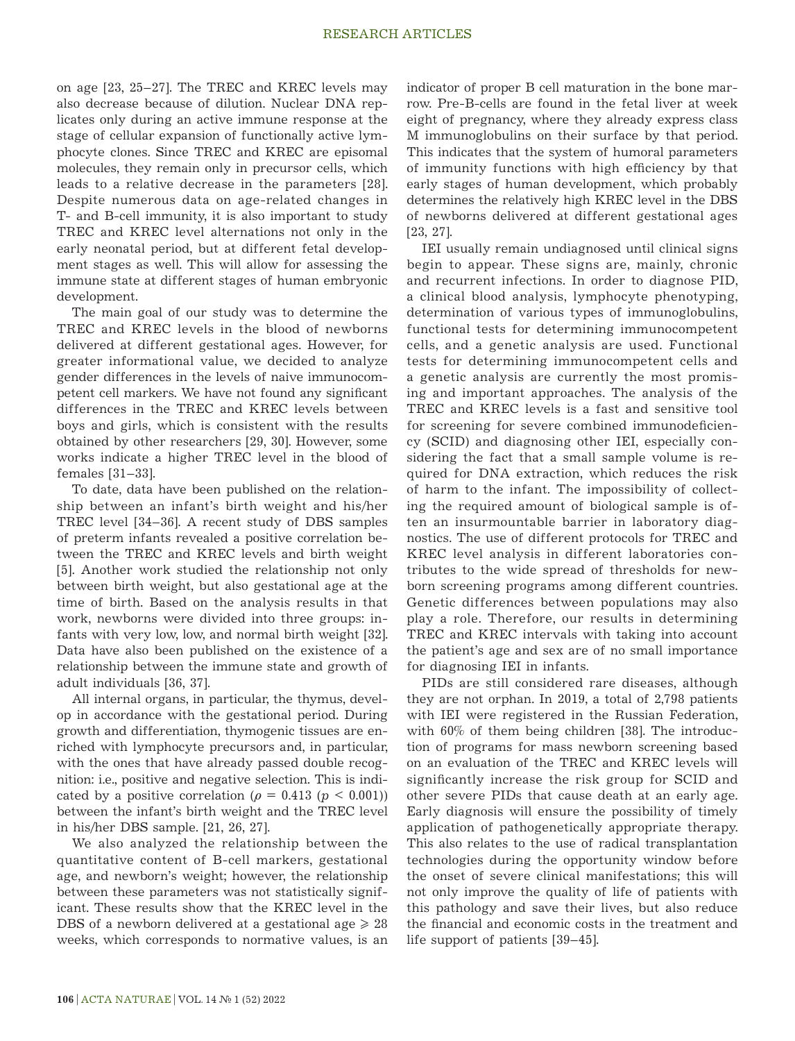on age [23, 25–27]. The TREC and KREC levels may also decrease because of dilution. Nuclear DNA replicates only during an active immune response at the stage of cellular expansion of functionally active lymphocyte clones. Since TREC and KREC are episomal molecules, they remain only in precursor cells, which leads to a relative decrease in the parameters [28]. Despite numerous data on age-related changes in T- and B-cell immunity, it is also important to study TREC and KREC level alternations not only in the early neonatal period, but at different fetal development stages as well. This will allow for assessing the immune state at different stages of human embryonic development.

The main goal of our study was to determine the TREC and KREC levels in the blood of newborns delivered at different gestational ages. However, for greater informational value, we decided to analyze gender differences in the levels of naive immunocompetent cell markers. We have not found any significant differences in the TREC and KREC levels between boys and girls, which is consistent with the results obtained by other researchers [29, 30]. However, some works indicate a higher TREC level in the blood of females [31–33].

To date, data have been published on the relationship between an infant's birth weight and his/her TREC level [34–36]. A recent study of DBS samples of preterm infants revealed a positive correlation between the TREC and KREC levels and birth weight [5]. Another work studied the relationship not only between birth weight, but also gestational age at the time of birth. Based on the analysis results in that work, newborns were divided into three groups: infants with very low, low, and normal birth weight [32]. Data have also been published on the existence of a relationship between the immune state and growth of adult individuals [36, 37].

All internal organs, in particular, the thymus, develop in accordance with the gestational period. During growth and differentiation, thymogenic tissues are enriched with lymphocyte precursors and, in particular, with the ones that have already passed double recognition: i.e., positive and negative selection. This is indicated by a positive correlation ($\rho = 0.413$ ($p < 0.001$)) between the infant's birth weight and the TREC level in his/her DBS sample. [21, 26, 27].

We also analyzed the relationship between the quantitative content of B-cell markers, gestational age, and newborn's weight; however, the relationship between these parameters was not statistically significant. These results show that the KREC level in the DBS of a newborn delivered at a gestational age $\geqslant 28$ weeks, which corresponds to normative values, is an indicator of proper B cell maturation in the bone marrow. Pre-B-cells are found in the fetal liver at week eight of pregnancy, where they already express class M immunoglobulins on their surface by that period. This indicates that the system of humoral parameters of immunity functions with high efficiency by that early stages of human development, which probably determines the relatively high KREC level in the DBS of newborns delivered at different gestational ages [23, 27].

IEI usually remain undiagnosed until clinical signs begin to appear. These signs are, mainly, chronic and recurrent infections. In order to diagnose PID, a clinical blood analysis, lymphocyte phenotyping, determination of various types of immunoglobulins, functional tests for determining immunocompetent cells, and a genetic analysis are used. Functional tests for determining immunocompetent cells and a genetic analysis are currently the most promising and important approaches. The analysis of the TREC and KREC levels is a fast and sensitive tool for screening for severe combined immunodeficiency (SCID) and diagnosing other IEI, especially considering the fact that a small sample volume is required for DNA extraction, which reduces the risk of harm to the infant. The impossibility of collecting the required amount of biological sample is often an insurmountable barrier in laboratory diagnostics. The use of different protocols for TREC and KREC level analysis in different laboratories contributes to the wide spread of thresholds for newborn screening programs among different countries. Genetic differences between populations may also play a role. Therefore, our results in determining TREC and KREC intervals with taking into account the patient's age and sex are of no small importance for diagnosing IEI in infants.

PIDs are still considered rare diseases, although they are not orphan. In 2019, a total of 2,798 patients with IEI were registered in the Russian Federation, with 60% of them being children [38]. The introduction of programs for mass newborn screening based on an evaluation of the TREC and KREC levels will significantly increase the risk group for SCID and other severe PIDs that cause death at an early age. Early diagnosis will ensure the possibility of timely application of pathogenetically appropriate therapy. This also relates to the use of radical transplantation technologies during the opportunity window before the onset of severe clinical manifestations; this will not only improve the quality of life of patients with this pathology and save their lives, but also reduce the financial and economic costs in the treatment and life support of patients [39–45].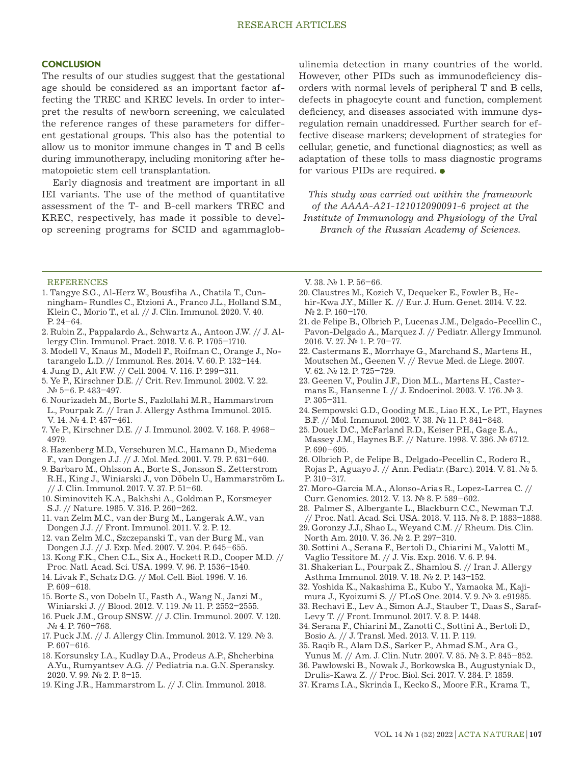## CONCLUSION

The results of our studies suggest that the gestational age should be considered as an important factor affecting the TREC and KREC levels. In order to interpret the results of newborn screening, we calculated the reference ranges of these parameters for different gestational groups. This also has the potential to allow us to monitor immune changes in T and B cells during immunotherapy, including monitoring after hematopoietic stem cell transplantation.

Early diagnosis and treatment are important in all IEI variants. The use of the method of quantitative assessment of the T- and B-cell markers TREC and KREC, respectively, has made it possible to develop screening programs for SCID and agammaglobulinemia detection in many countries of the world. However, other PIDs such as immunodeficiency disorders with normal levels of peripheral T and B cells, defects in phagocyte count and function, complement deficiency, and diseases associated with immune dysregulation remain unaddressed. Further search for effective disease markers; development of strategies for cellular, genetic, and functional diagnostics; as well as adaptation of these tolls to mass diagnostic programs for various PIDs are required. ●

*This study was carried out within the framework of the AAAA-A21-121012090091-6 project at the Institute of Immunology and Physiology of the Ural Branch of the Russian Academy of Sciences.*

## REFERENCES

1. Tangye S.G., Al-Herz W., Bousfiha A., Chatila T., Cunningham- Rundles C., Etzioni A., Franco J.L., Holland S.M., Klein C., Morio T., et al. // J. Clin. Immunol. 2020. V. 40. P. 24–64.
2. Rubin Z., Pappalardo A., Schwartz A., Antoon J.W. // J. Allergy Clin. Immunol. Pract. 2018. V. 6. P. 1705–1710.
3. Modell V., Knaus M., Modell F., Roifman C., Orange J., Notarangelo L.D. // Immunol. Res. 2014. V. 60. P. 132–144.
4. Jung D., Alt F.W. // Cell. 2004. V. 116. P. 299–311.
5. Ye P., Kirschner D.E. // Crit. Rev. Immunol. 2002. V. 22. № 5–6. P. 483–497.
6. Nourizadeh M., Borte S., Fazlollahi M.R., Hammarstrom L., Pourpak Z. // Iran J. Allergy Asthma Immunol. 2015. V. 14. № 4. P. 457–461.
7. Ye P., Kirschner D.E. // J. Immunol. 2002. V. 168. P. 4968–4979.
8. Hazenberg M.D., Verschuren M.C., Hamann D., Miedema F., van Dongen J.J. // J. Mol. Med. 2001. V. 79. P. 631–640.
9. Barbaro M., Ohlsson A., Borte S., Jonsson S., Zetterstrom R.H., King J., Winiarski J., von Döbeln U., Hammarström L. // J. Clin. Immunol. 2017. V. 37. P. 51–60.
10. Siminovitch K.A., Bakhshi A., Goldman P., Korsmeyer S.J. // Nature. 1985. V. 316. P. 260–262.
11. van Zelm M.C., van der Burg M., Langerak A.W., van Dongen J.J. // Front. Immunol. 2011. V. 2. P. 12.
12. van Zelm M.C., Szczepanski T., van der Burg M., van Dongen J.J. // J. Exp. Med. 2007. V. 204. P. 645–655.
13. Kong F.K., Chen C.L., Six A., Hockett R.D., Cooper M.D. // Proc. Natl. Acad. Sci. USA. 1999. V. 96. P. 1536–1540.
14. Livak F., Schatz D.G. // Mol. Cell. Biol. 1996. V. 16. P. 609–618.
15. Borte S., von Dobeln U., Fasth A., Wang N., Janzi M., Winiarski J. // Blood. 2012. V. 119. № 11. P. 2552–2555.
16. Puck J.M., Group SNSW. // J. Clin. Immunol. 2007. V. 120. № 4. P. 760–768.
17. Puck J.M. // J. Allergy Clin. Immunol. 2012. V. 129. № 3. P. 607–616.
18. Korsunsky I.A., Kudlay D.A., Prodeus A.P., Shcherbina A.Yu., Rumyantsev A.G. // Pediatria n.a. G.N. Speransky. 2020. V. 99. № 2. P. 8–15.
19. King J.R., Hammarstrom L. // J. Clin. Immunol. 2018. V. 38. № 1. P. 56–66.
20. Claustres M., Kozich V., Dequeker E., Fowler B., Hehir-Kwa J.Y., Miller K. // Eur. J. Hum. Genet. 2014. V. 22. № 2. P. 160–170.
21. de Felipe B., Olbrich P., Lucenas J.M., Delgado-Pecellin C., Pavon-Delgado A., Marquez J. // Pediatr. Allergy Immunol. 2016. V. 27. № 1. P. 70–77.
22. Castermans E., Morrhaye G., Marchand S., Martens H., Moutschen M., Geenen V. // Revue Med. de Liege. 2007. V. 62. № 12. P. 725–729.
23. Geenen V., Poulin J.F., Dion M.L., Martens H., Castermans E., Hansenne I. // J. Endocrinol. 2003. V. 176. № 3. P. 305–311.
24. Sempowski G.D., Gooding M.E., Liao H.X., Le P.T., Haynes B.F. // Mol. Immunol. 2002. V. 38. № 11. P. 841–848.
25. Douek D.C., McFarland R.D., Keiser P.H., Gage E.A., Massey J.M., Haynes B.F. // Nature. 1998. V. 396. № 6712. P. 690–695.
26. Olbrich P., de Felipe B., Delgado-Pecellin C., Rodero R., Rojas P., Aguayo J. // Ann. Pediatr. (Barc.). 2014. V. 81. № 5. P. 310–317.
27. Moro-Garcia M.A., Alonso-Arias R., Lopez-Larrea C. // Curr. Genomics. 2012. V. 13. № 8. P. 589–602.
28. Palmer S., Albergante L., Blackburn C.C., Newman T.J. // Proc. Natl. Acad. Sci. USA. 2018. V. 115. № 8. P. 1883–1888.
29. Goronzy J.J., Shao L., Weyand C.M. // Rheum. Dis. Clin. North Am. 2010. V. 36. № 2. P. 297–310.
30. Sottini A., Serana F., Bertoli D., Chiarini M., Valotti M., Vaglio Tessitore M. // J. Vis. Exp. 2016. V. 6. P. 94.
31. Shakerian L., Pourpak Z., Shamlou S. // Iran J. Allergy Asthma Immunol. 2019. V. 18. № 2. P. 143–152.
32. Yoshida K., Nakashima E., Kubo Y., Yamaoka M., Kajimura J., Kyoizumi S. // PLoS One. 2014. V. 9. № 3. e91985.
33. Rechavi E., Lev A., Simon A.J., Stauber T., Daas S., Saraf-Levy T. // Front. Immunol. 2017. V. 8. P. 1448.
34. Serana F., Chiarini M., Zanotti C., Sottini A., Bertoli D., Bosio A. // J. Transl. Med. 2013. V. 11. P. 119.
35. Raqib R., Alam D.S., Sarker P., Ahmad S.M., Ara G., Yunus M. // Am. J. Clin. Nutr. 2007. V. 85. № 3. P. 845–852.
36. Pawlowski B., Nowak J., Borkowska B., Augustyniak D., Drulis-Kawa Z. // Proc. Biol. Sci. 2017. V. 284. P. 1859.
37. Krams I.A., Skrinda I., Kecko S., Moore F.R., Krama T.,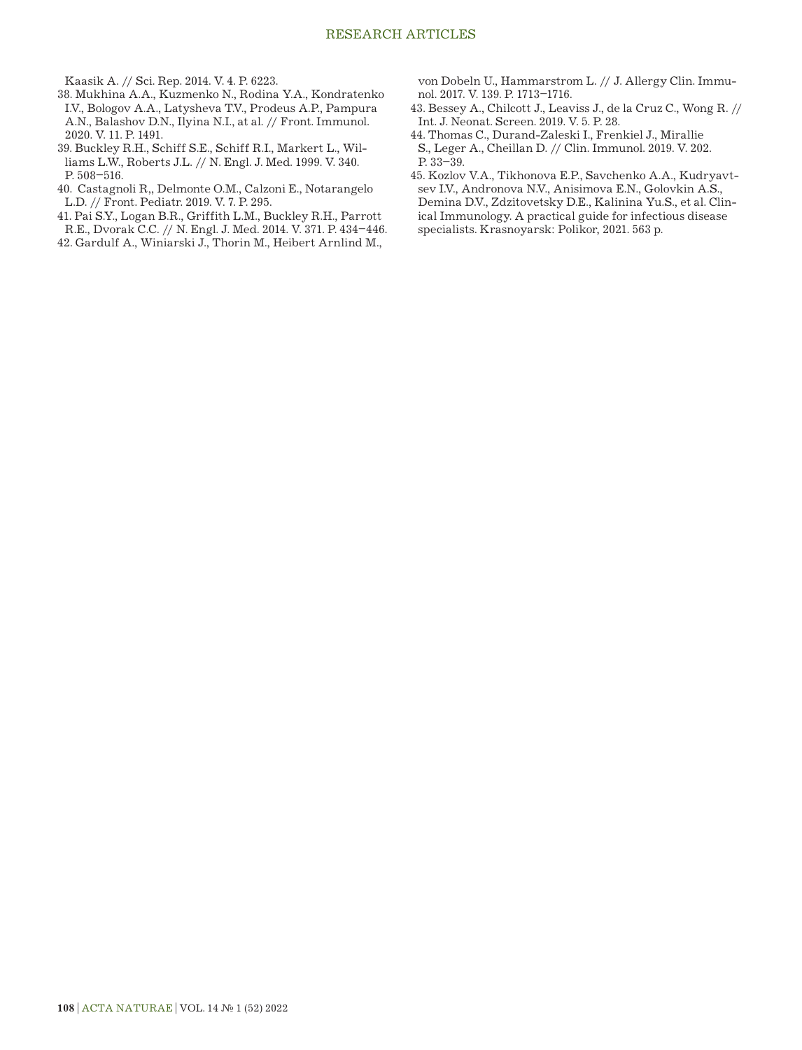Kaasik A. // Sci. Rep. 2014. V. 4. P. 6223.

38. Mukhina A.A., Kuzmenko N., Rodina Y.A., Kondratenko I.V., Bologov A.A., Latysheva T.V., Prodeus A.P., Pampura A.N., Balashov D.N., Ilyina N.I., at al. // Front. Immunol. 2020. V. 11. P. 1491.
39. Buckley R.H., Schiff S.E., Schiff R.I., Markert L., Williams L.W., Roberts J.L. // N. Engl. J. Med. 1999. V. 340. P. 508–516.
40. Castagnoli R,, Delmonte O.M., Calzoni E., Notarangelo L.D. // Front. Pediatr. 2019. V. 7. P. 295.
41. Pai S.Y., Logan B.R., Griffith L.M., Buckley R.H., Parrott R.E., Dvorak C.C. // N. Engl. J. Med. 2014. V. 371. P. 434–446.
42. Gardulf A., Winiarski J., Thorin M., Heibert Arnlind M., von Dobeln U., Hammarstrom L. // J. Allergy Clin. Immunol. 2017. V. 139. P. 1713–1716.
43. Bessey A., Chilcott J., Leaviss J., de la Cruz C., Wong R. // Int. J. Neonat. Screen. 2019. V. 5. P. 28.
44. Thomas C., Durand-Zaleski I., Frenkiel J., Mirallie S., Leger A., Cheillan D. // Clin. Immunol. 2019. V. 202. P. 33–39.
45. Kozlov V.A., Tikhonova E.P., Savchenko A.A., Kudryavtsev I.V., Andronova N.V., Anisimova E.N., Golovkin A.S., Demina D.V., Zdzitovetsky D.E., Kalinina Yu.S., et al. Clinical Immunology. A practical guide for infectious disease specialists. Krasnoyarsk: Polikor, 2021. 563 p.